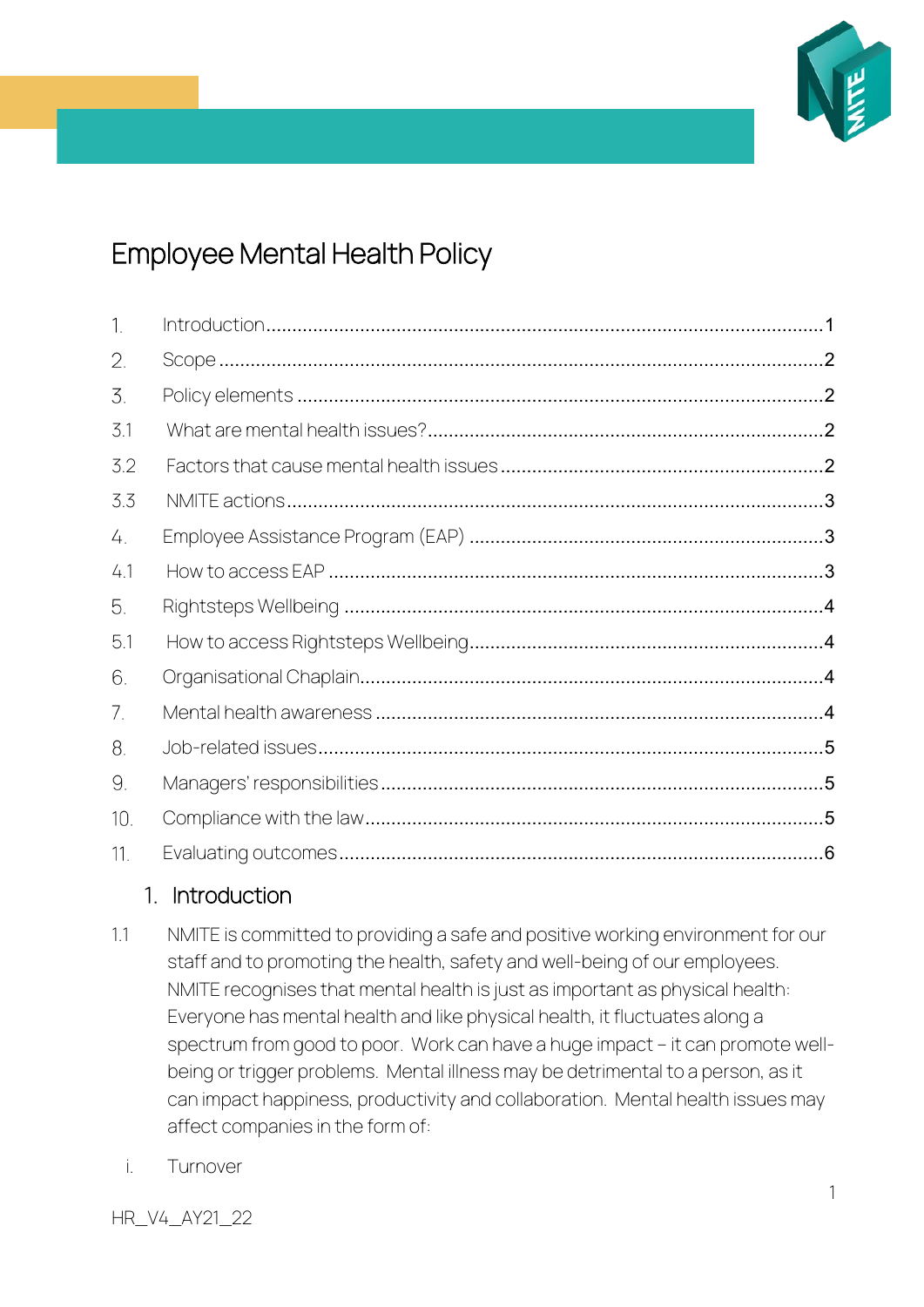# Employee Mental Health Policy

1. Introduction .......... 1
2. Scope .......... 2
3. Policy elements .......... 2
   - 3.1 What are mental health issues? .......... 2
   - 3.2 Factors that cause mental health issues .......... 2
   - 3.3 NMITE actions .......... 3
4. Employee Assistance Program (EAP) .......... 3
   - 4.1 How to access EAP .......... 3
5. Rightsteps Wellbeing .......... 4
   - 5.1 How to access Rightsteps Wellbeing .......... 4
6. Organisational Chaplain .......... 4
7. Mental health awareness .......... 4
8. Job-related issues .......... 5
9. Managers' responsibilities .......... 5
10. Compliance with the law .......... 5
11. Evaluating outcomes .......... 6

## 1. Introduction

1.1 NMITE is committed to providing a safe and positive working environment for our staff and to promoting the health, safety and well-being of our employees. NMITE recognises that mental health is just as important as physical health: Everyone has mental health and like physical health, it fluctuates along a spectrum from good to poor. Work can have a huge impact – it can promote well-being or trigger problems. Mental illness may be detrimental to a person, as it can impact happiness, productivity and collaboration. Mental health issues may affect companies in the form of:

i. Turnover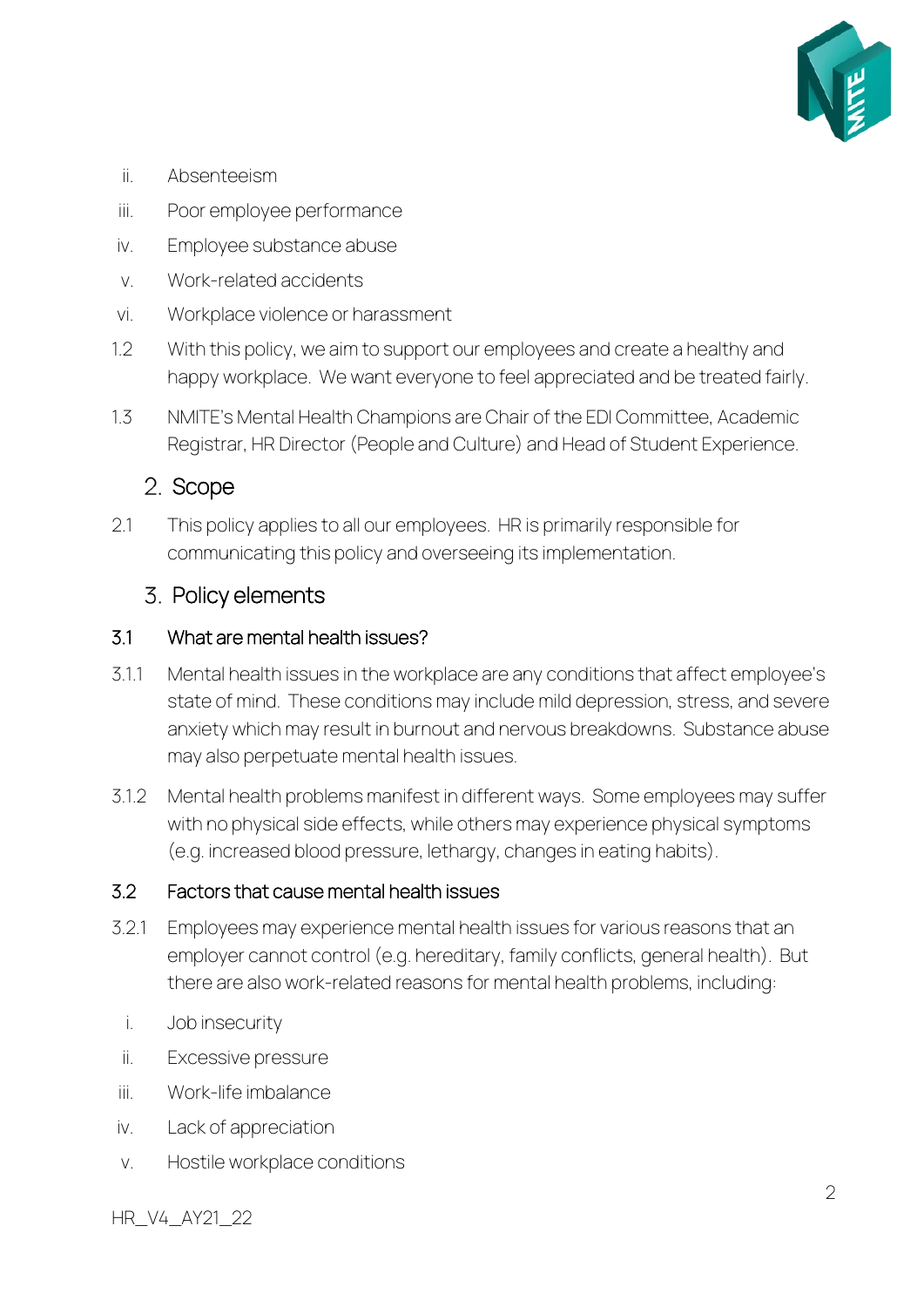ii. Absenteeism

iii. Poor employee performance

iv. Employee substance abuse

v. Work-related accidents

vi. Workplace violence or harassment

1.2 With this policy, we aim to support our employees and create a healthy and happy workplace. We want everyone to feel appreciated and be treated fairly.

1.3 NMITE's Mental Health Champions are Chair of the EDI Committee, Academic Registrar, HR Director (People and Culture) and Head of Student Experience.

## 2. Scope

2.1 This policy applies to all our employees. HR is primarily responsible for communicating this policy and overseeing its implementation.

## 3. Policy elements

### 3.1 What are mental health issues?

3.1.1 Mental health issues in the workplace are any conditions that affect employee's state of mind. These conditions may include mild depression, stress, and severe anxiety which may result in burnout and nervous breakdowns. Substance abuse may also perpetuate mental health issues.

3.1.2 Mental health problems manifest in different ways. Some employees may suffer with no physical side effects, while others may experience physical symptoms (e.g. increased blood pressure, lethargy, changes in eating habits).

### 3.2 Factors that cause mental health issues

3.2.1 Employees may experience mental health issues for various reasons that an employer cannot control (e.g. hereditary, family conflicts, general health). But there are also work-related reasons for mental health problems, including:

i. Job insecurity

ii. Excessive pressure

iii. Work-life imbalance

iv. Lack of appreciation

v. Hostile workplace conditions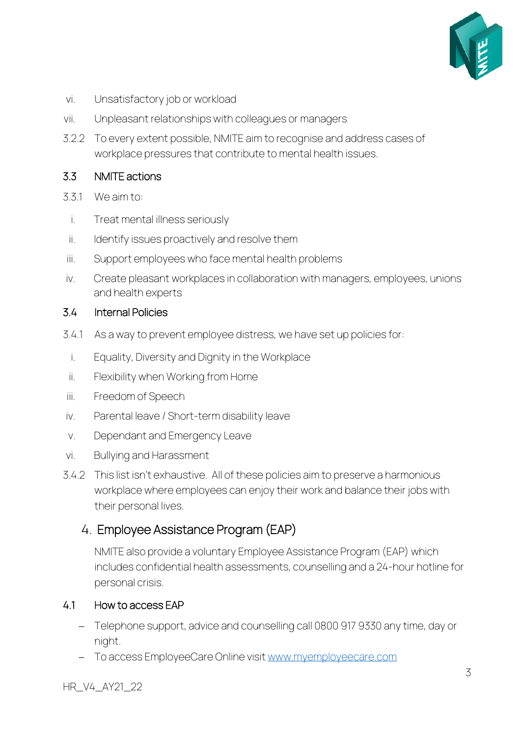vi. Unsatisfactory job or workload

vii. Unpleasant relationships with colleagues or managers

3.2.2 To every extent possible, NMITE aim to recognise and address cases of workplace pressures that contribute to mental health issues.

### 3.3 NMITE actions

3.3.1 We aim to:

i. Treat mental illness seriously

ii. Identify issues proactively and resolve them

iii. Support employees who face mental health problems

iv. Create pleasant workplaces in collaboration with managers, employees, unions and health experts

### 3.4 Internal Policies

3.4.1 As a way to prevent employee distress, we have set up policies for:

i. Equality, Diversity and Dignity in the Workplace

ii. Flexibility when Working from Home

iii. Freedom of Speech

iv. Parental leave / Short-term disability leave

v. Dependant and Emergency Leave

vi. Bullying and Harassment

3.4.2 This list isn't exhaustive. All of these policies aim to preserve a harmonious workplace where employees can enjoy their work and balance their jobs with their personal lives.

## 4. Employee Assistance Program (EAP)

NMITE also provide a voluntary Employee Assistance Program (EAP) which includes confidential health assessments, counselling and a 24-hour hotline for personal crisis.

### 4.1 How to access EAP

- Telephone support, advice and counselling call 0800 917 9330 any time, day or night.
- To access EmployeeCare Online visit [www.myemployeecare.com](http://www.myemployeecare.com)

HR_V4_AY21_22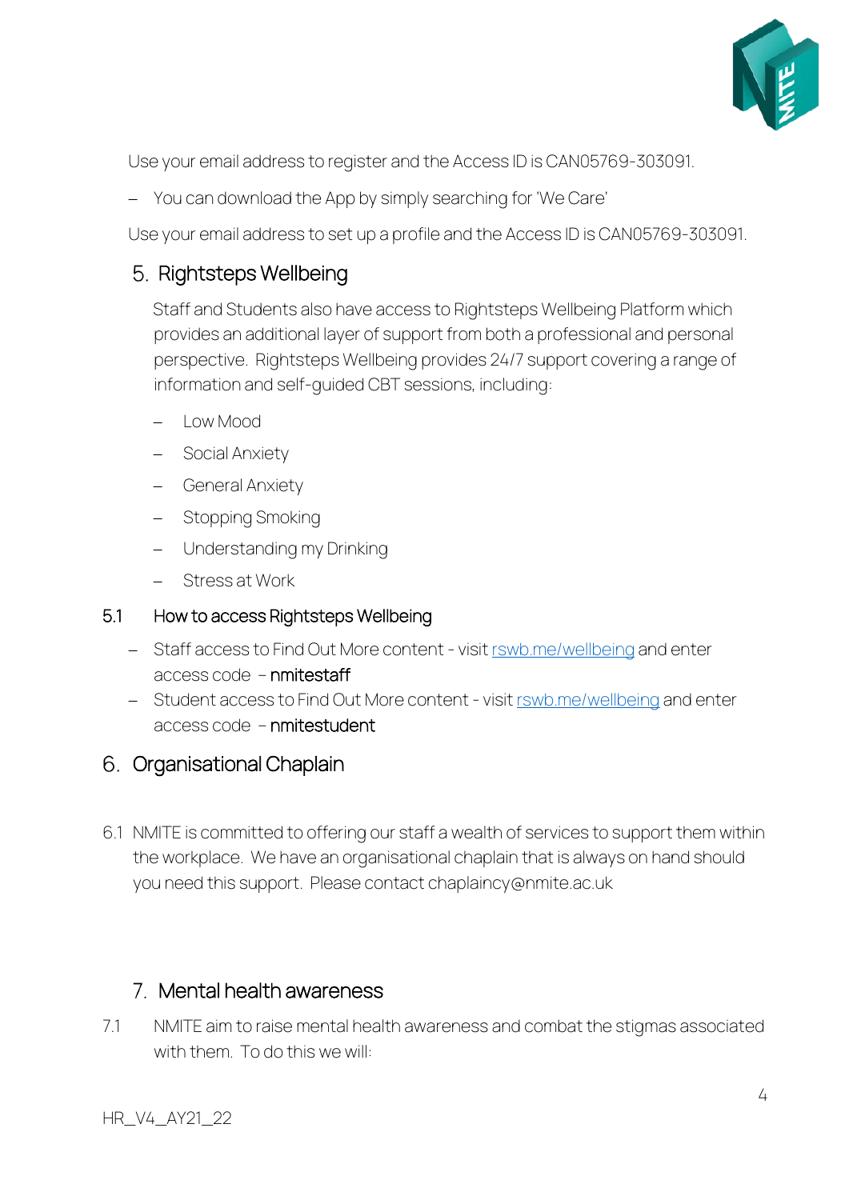Use your email address to register and the Access ID is CAN05769-303091.

- You can download the App by simply searching for 'We Care'

Use your email address to set up a profile and the Access ID is CAN05769-303091.

## 5. Rightsteps Wellbeing

Staff and Students also have access to Rightsteps Wellbeing Platform which provides an additional layer of support from both a professional and personal perspective. Rightsteps Wellbeing provides 24/7 support covering a range of information and self-guided CBT sessions, including:

- Low Mood
- Social Anxiety
- General Anxiety
- Stopping Smoking
- Understanding my Drinking
- Stress at Work

### 5.1 How to access Rightsteps Wellbeing

- Staff access to Find Out More content - visit [rswb.me/wellbeing](rswb.me/wellbeing) and enter access code – nmitestaff
- Student access to Find Out More content - visit [rswb.me/wellbeing](rswb.me/wellbeing) and enter access code – nmitestudent

## 6. Organisational Chaplain

6.1 NMITE is committed to offering our staff a wealth of services to support them within the workplace. We have an organisational chaplain that is always on hand should you need this support. Please contact chaplaincy@nmite.ac.uk

## 7. Mental health awareness

7.1 NMITE aim to raise mental health awareness and combat the stigmas associated with them. To do this we will: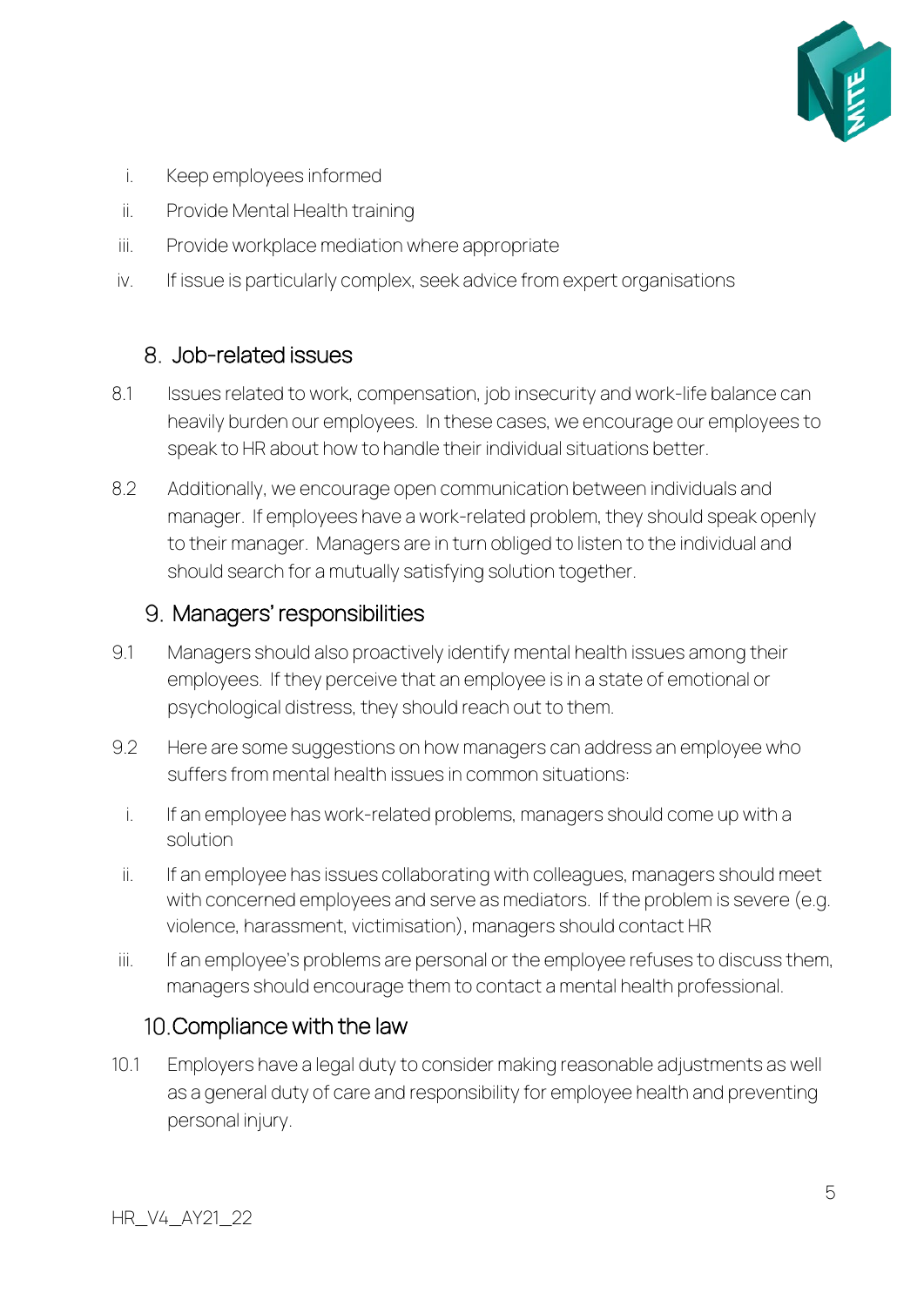i. Keep employees informed
ii. Provide Mental Health training
iii. Provide workplace mediation where appropriate
iv. If issue is particularly complex, seek advice from expert organisations

## 8. Job-related issues

8.1 Issues related to work, compensation, job insecurity and work-life balance can heavily burden our employees. In these cases, we encourage our employees to speak to HR about how to handle their individual situations better.

8.2 Additionally, we encourage open communication between individuals and manager. If employees have a work-related problem, they should speak openly to their manager. Managers are in turn obliged to listen to the individual and should search for a mutually satisfying solution together.

## 9. Managers' responsibilities

9.1 Managers should also proactively identify mental health issues among their employees. If they perceive that an employee is in a state of emotional or psychological distress, they should reach out to them.

9.2 Here are some suggestions on how managers can address an employee who suffers from mental health issues in common situations:

i. If an employee has work-related problems, managers should come up with a solution
ii. If an employee has issues collaborating with colleagues, managers should meet with concerned employees and serve as mediators. If the problem is severe (e.g. violence, harassment, victimisation), managers should contact HR
iii. If an employee's problems are personal or the employee refuses to discuss them, managers should encourage them to contact a mental health professional.

## 10. Compliance with the law

10.1 Employers have a legal duty to consider making reasonable adjustments as well as a general duty of care and responsibility for employee health and preventing personal injury.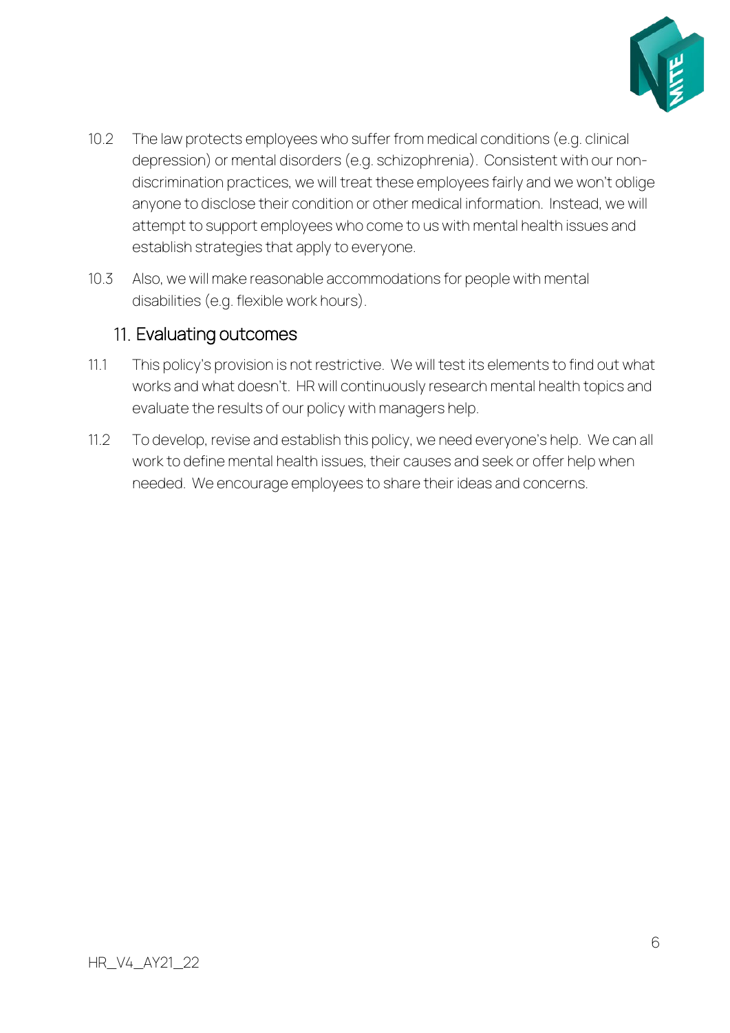10.2 The law protects employees who suffer from medical conditions (e.g. clinical depression) or mental disorders (e.g. schizophrenia). Consistent with our non-discrimination practices, we will treat these employees fairly and we won't oblige anyone to disclose their condition or other medical information. Instead, we will attempt to support employees who come to us with mental health issues and establish strategies that apply to everyone.

10.3 Also, we will make reasonable accommodations for people with mental disabilities (e.g. flexible work hours).

## 11. Evaluating outcomes

11.1 This policy's provision is not restrictive. We will test its elements to find out what works and what doesn't. HR will continuously research mental health topics and evaluate the results of our policy with managers help.

11.2 To develop, revise and establish this policy, we need everyone's help. We can all work to define mental health issues, their causes and seek or offer help when needed. We encourage employees to share their ideas and concerns.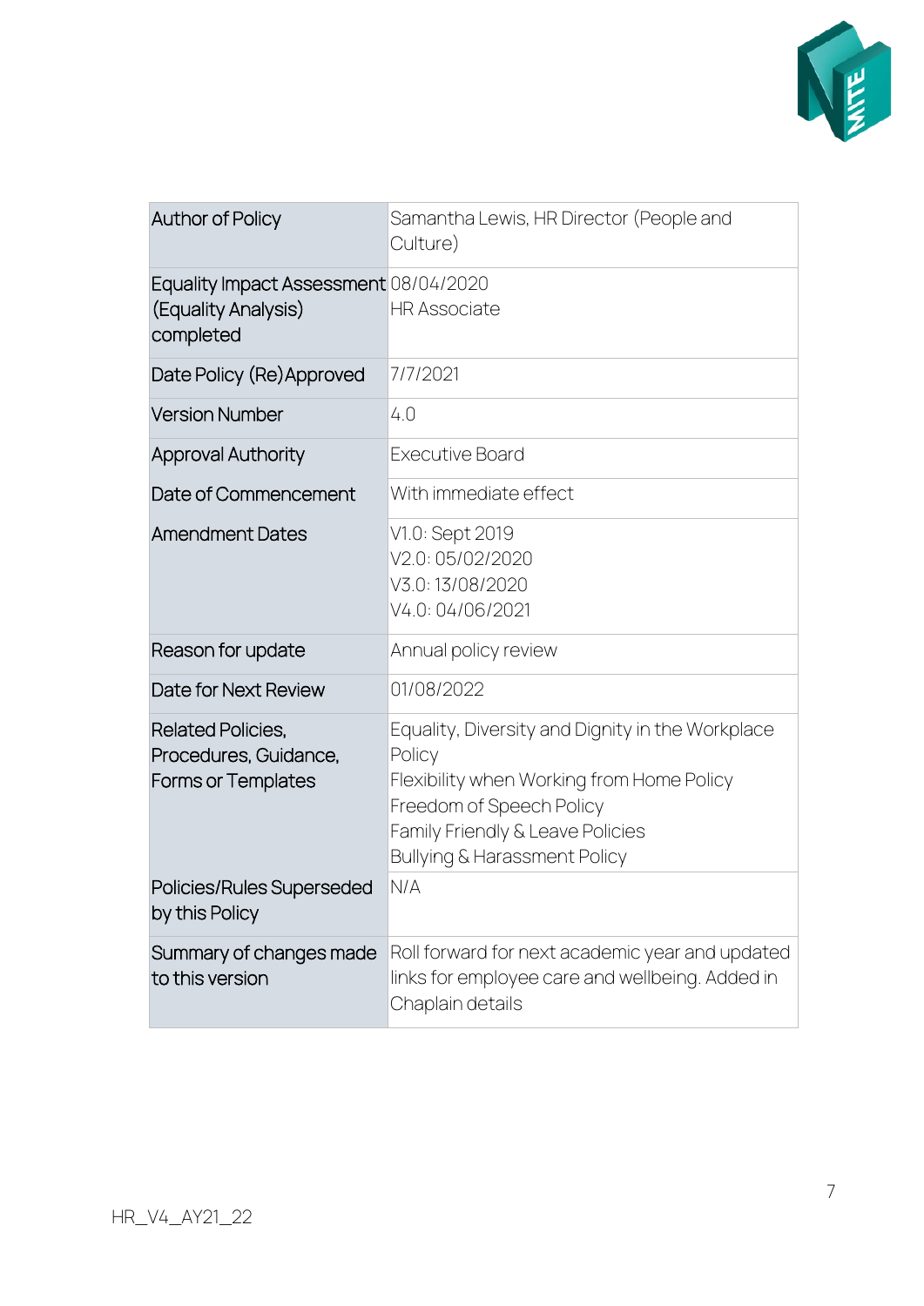| | |
|---|---|
| Author of Policy | Samantha Lewis, HR Director (People and Culture) |
| Equality Impact Assessment (Equality Analysis) completed | 08/04/2020<br>HR Associate |
| Date Policy (Re)Approved | 7/7/2021 |
| Version Number | 4.0 |
| Approval Authority | Executive Board |
| Date of Commencement | With immediate effect |
| Amendment Dates | V1.0: Sept 2019<br>V2.0: 05/02/2020<br>V3.0: 13/08/2020<br>V4.0: 04/06/2021 |
| Reason for update | Annual policy review |
| Date for Next Review | 01/08/2022 |
| Related Policies, Procedures, Guidance, Forms or Templates | Equality, Diversity and Dignity in the Workplace Policy<br>Flexibility when Working from Home Policy<br>Freedom of Speech Policy<br>Family Friendly & Leave Policies<br>Bullying & Harassment Policy |
| Policies/Rules Superseded by this Policy | N/A |
| Summary of changes made to this version | Roll forward for next academic year and updated links for employee care and wellbeing. Added in Chaplain details |

HR_V4_AY21_22